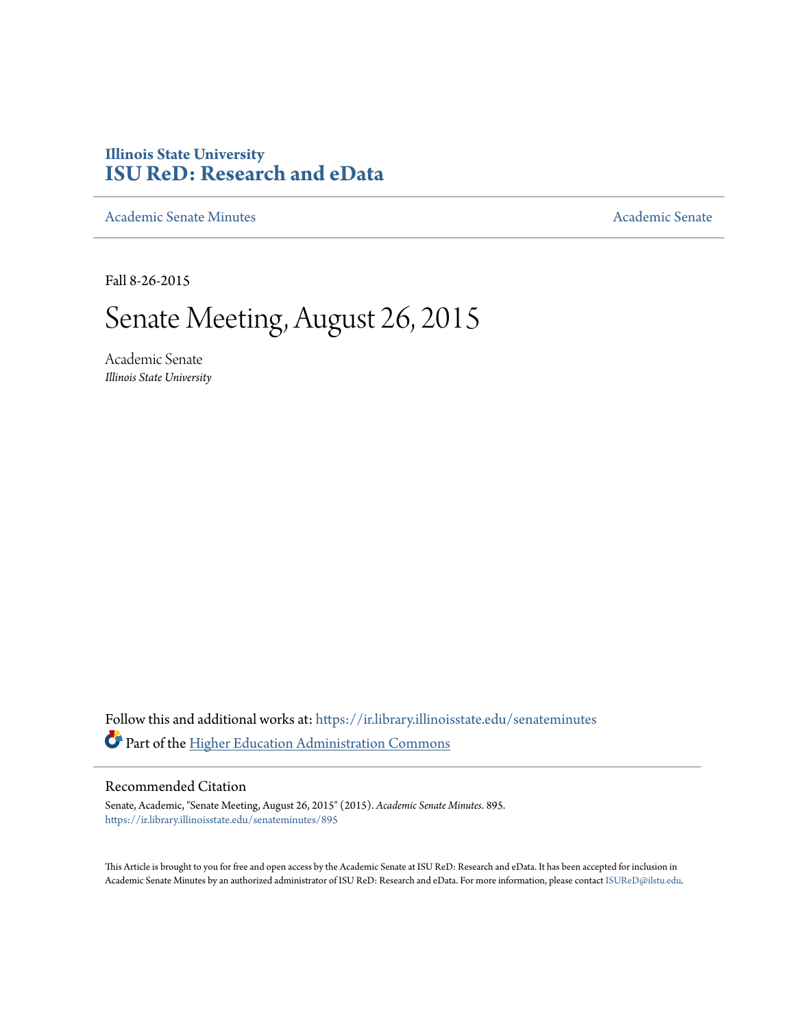Illinois State University
# ISU ReD: Research and eData

Academic Senate Minutes | Academic Senate

Fall 8-26-2015

# Senate Meeting, August 26, 2015

Academic Senate
*Illinois State University*

Follow this and additional works at: https://ir.library.illinoisstate.edu/senateminutes

Part of the Higher Education Administration Commons

## Recommended Citation

Senate, Academic, "Senate Meeting, August 26, 2015" (2015). *Academic Senate Minutes*. 895.
https://ir.library.illinoisstate.edu/senateminutes/895

This Article is brought to you for free and open access by the Academic Senate at ISU ReD: Research and eData. It has been accepted for inclusion in Academic Senate Minutes by an authorized administrator of ISU ReD: Research and eData. For more information, please contact ISUReD@ilstu.edu.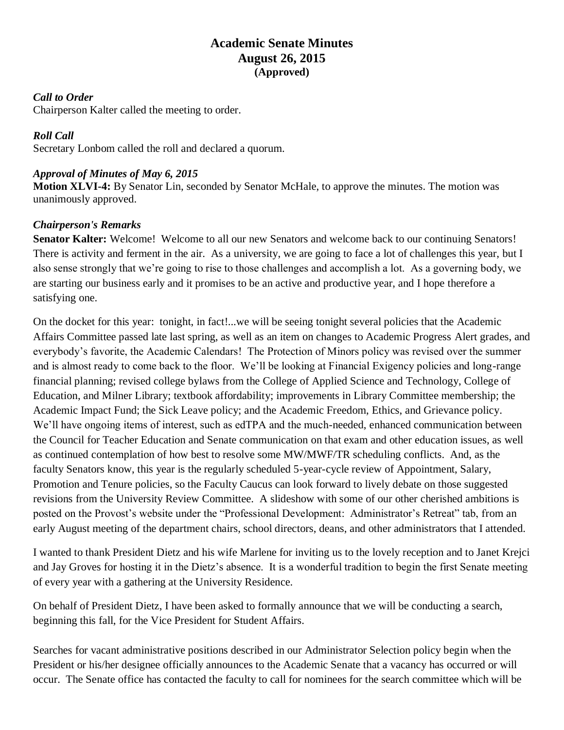# Academic Senate Minutes
## August 26, 2015
### (Approved)

***Call to Order***
Chairperson Kalter called the meeting to order.

***Roll Call***
Secretary Lonbom called the roll and declared a quorum.

***Approval of Minutes of May 6, 2015***
**Motion XLVI-4:** By Senator Lin, seconded by Senator McHale, to approve the minutes. The motion was unanimously approved.

***Chairperson's Remarks***
**Senator Kalter:** Welcome! Welcome to all our new Senators and welcome back to our continuing Senators! There is activity and ferment in the air. As a university, we are going to face a lot of challenges this year, but I also sense strongly that we're going to rise to those challenges and accomplish a lot. As a governing body, we are starting our business early and it promises to be an active and productive year, and I hope therefore a satisfying one.

On the docket for this year: tonight, in fact!...we will be seeing tonight several policies that the Academic Affairs Committee passed late last spring, as well as an item on changes to Academic Progress Alert grades, and everybody's favorite, the Academic Calendars! The Protection of Minors policy was revised over the summer and is almost ready to come back to the floor. We'll be looking at Financial Exigency policies and long-range financial planning; revised college bylaws from the College of Applied Science and Technology, College of Education, and Milner Library; textbook affordability; improvements in Library Committee membership; the Academic Impact Fund; the Sick Leave policy; and the Academic Freedom, Ethics, and Grievance policy. We'll have ongoing items of interest, such as edTPA and the much-needed, enhanced communication between the Council for Teacher Education and Senate communication on that exam and other education issues, as well as continued contemplation of how best to resolve some MW/MWF/TR scheduling conflicts. And, as the faculty Senators know, this year is the regularly scheduled 5-year-cycle review of Appointment, Salary, Promotion and Tenure policies, so the Faculty Caucus can look forward to lively debate on those suggested revisions from the University Review Committee. A slideshow with some of our other cherished ambitions is posted on the Provost's website under the "Professional Development: Administrator's Retreat" tab, from an early August meeting of the department chairs, school directors, deans, and other administrators that I attended.

I wanted to thank President Dietz and his wife Marlene for inviting us to the lovely reception and to Janet Krejci and Jay Groves for hosting it in the Dietz's absence. It is a wonderful tradition to begin the first Senate meeting of every year with a gathering at the University Residence.

On behalf of President Dietz, I have been asked to formally announce that we will be conducting a search, beginning this fall, for the Vice President for Student Affairs.

Searches for vacant administrative positions described in our Administrator Selection policy begin when the President or his/her designee officially announces to the Academic Senate that a vacancy has occurred or will occur. The Senate office has contacted the faculty to call for nominees for the search committee which will be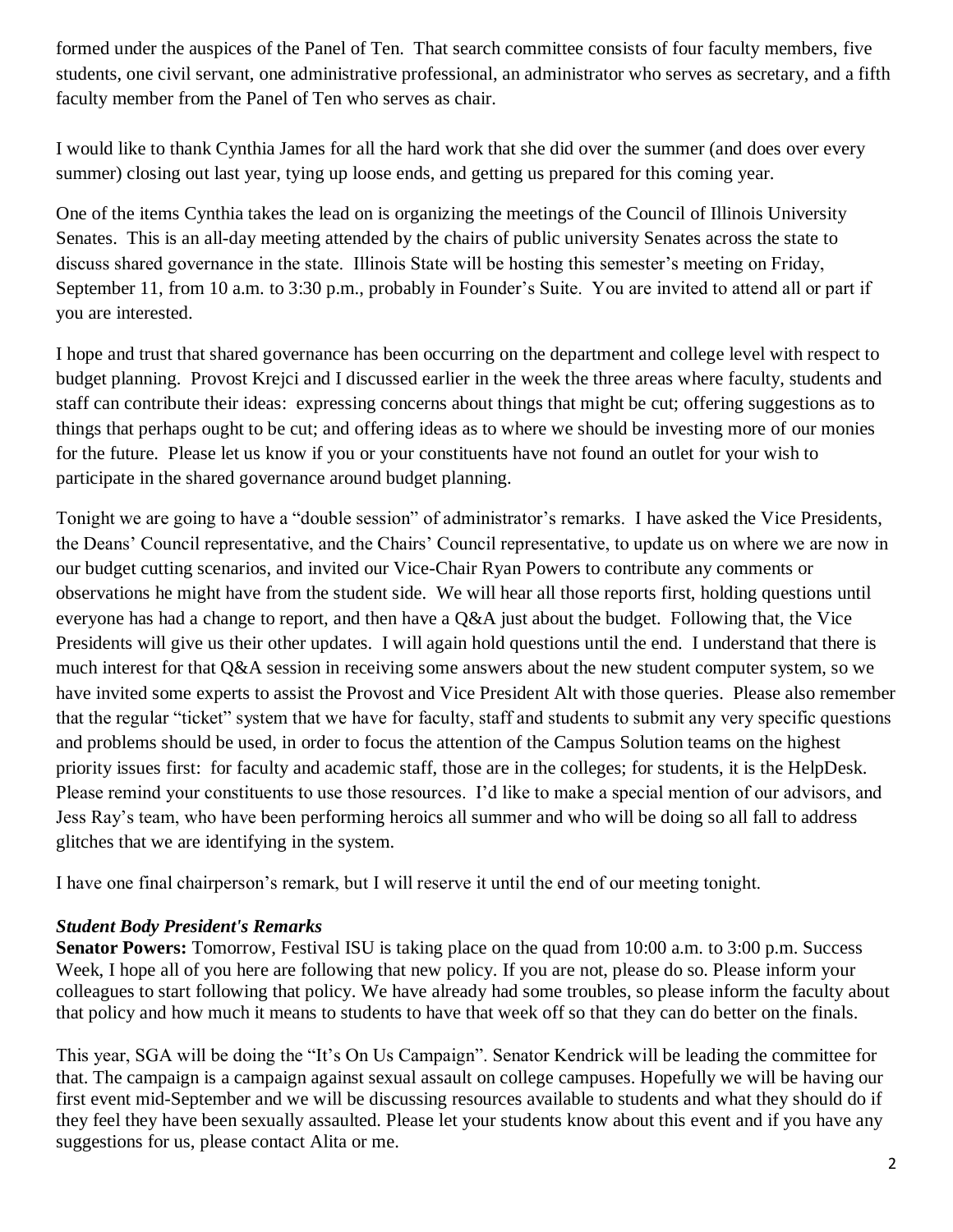formed under the auspices of the Panel of Ten. That search committee consists of four faculty members, five students, one civil servant, one administrative professional, an administrator who serves as secretary, and a fifth faculty member from the Panel of Ten who serves as chair.

I would like to thank Cynthia James for all the hard work that she did over the summer (and does over every summer) closing out last year, tying up loose ends, and getting us prepared for this coming year.

One of the items Cynthia takes the lead on is organizing the meetings of the Council of Illinois University Senates. This is an all-day meeting attended by the chairs of public university Senates across the state to discuss shared governance in the state. Illinois State will be hosting this semester's meeting on Friday, September 11, from 10 a.m. to 3:30 p.m., probably in Founder's Suite. You are invited to attend all or part if you are interested.

I hope and trust that shared governance has been occurring on the department and college level with respect to budget planning. Provost Krejci and I discussed earlier in the week the three areas where faculty, students and staff can contribute their ideas: expressing concerns about things that might be cut; offering suggestions as to things that perhaps ought to be cut; and offering ideas as to where we should be investing more of our monies for the future. Please let us know if you or your constituents have not found an outlet for your wish to participate in the shared governance around budget planning.

Tonight we are going to have a "double session" of administrator's remarks. I have asked the Vice Presidents, the Deans' Council representative, and the Chairs' Council representative, to update us on where we are now in our budget cutting scenarios, and invited our Vice-Chair Ryan Powers to contribute any comments or observations he might have from the student side. We will hear all those reports first, holding questions until everyone has had a change to report, and then have a Q&A just about the budget. Following that, the Vice Presidents will give us their other updates. I will again hold questions until the end. I understand that there is much interest for that Q&A session in receiving some answers about the new student computer system, so we have invited some experts to assist the Provost and Vice President Alt with those queries. Please also remember that the regular "ticket" system that we have for faculty, staff and students to submit any very specific questions and problems should be used, in order to focus the attention of the Campus Solution teams on the highest priority issues first: for faculty and academic staff, those are in the colleges; for students, it is the HelpDesk. Please remind your constituents to use those resources. I'd like to make a special mention of our advisors, and Jess Ray's team, who have been performing heroics all summer and who will be doing so all fall to address glitches that we are identifying in the system.

I have one final chairperson's remark, but I will reserve it until the end of our meeting tonight.

***Student Body President's Remarks***

**Senator Powers:** Tomorrow, Festival ISU is taking place on the quad from 10:00 a.m. to 3:00 p.m. Success Week, I hope all of you here are following that new policy. If you are not, please do so. Please inform your colleagues to start following that policy. We have already had some troubles, so please inform the faculty about that policy and how much it means to students to have that week off so that they can do better on the finals.

This year, SGA will be doing the "It's On Us Campaign". Senator Kendrick will be leading the committee for that. The campaign is a campaign against sexual assault on college campuses. Hopefully we will be having our first event mid-September and we will be discussing resources available to students and what they should do if they feel they have been sexually assaulted. Please let your students know about this event and if you have any suggestions for us, please contact Alita or me.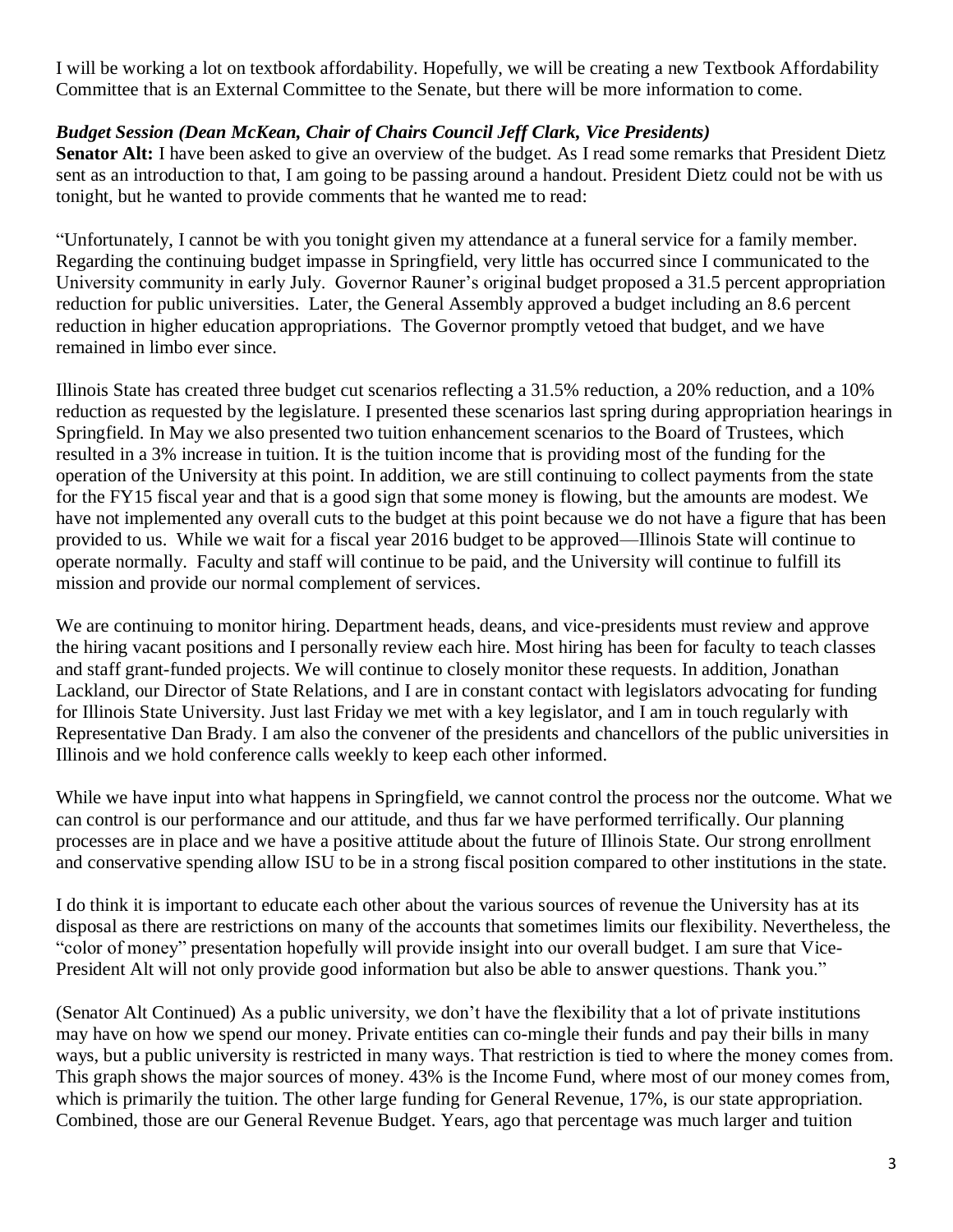I will be working a lot on textbook affordability. Hopefully, we will be creating a new Textbook Affordability Committee that is an External Committee to the Senate, but there will be more information to come.

***Budget Session (Dean McKean, Chair of Chairs Council Jeff Clark, Vice Presidents)***

**Senator Alt:** I have been asked to give an overview of the budget. As I read some remarks that President Dietz sent as an introduction to that, I am going to be passing around a handout. President Dietz could not be with us tonight, but he wanted to provide comments that he wanted me to read:

"Unfortunately, I cannot be with you tonight given my attendance at a funeral service for a family member. Regarding the continuing budget impasse in Springfield, very little has occurred since I communicated to the University community in early July. Governor Rauner's original budget proposed a 31.5 percent appropriation reduction for public universities. Later, the General Assembly approved a budget including an 8.6 percent reduction in higher education appropriations. The Governor promptly vetoed that budget, and we have remained in limbo ever since.

Illinois State has created three budget cut scenarios reflecting a 31.5% reduction, a 20% reduction, and a 10% reduction as requested by the legislature. I presented these scenarios last spring during appropriation hearings in Springfield. In May we also presented two tuition enhancement scenarios to the Board of Trustees, which resulted in a 3% increase in tuition. It is the tuition income that is providing most of the funding for the operation of the University at this point. In addition, we are still continuing to collect payments from the state for the FY15 fiscal year and that is a good sign that some money is flowing, but the amounts are modest. We have not implemented any overall cuts to the budget at this point because we do not have a figure that has been provided to us. While we wait for a fiscal year 2016 budget to be approved—Illinois State will continue to operate normally. Faculty and staff will continue to be paid, and the University will continue to fulfill its mission and provide our normal complement of services.

We are continuing to monitor hiring. Department heads, deans, and vice-presidents must review and approve the hiring vacant positions and I personally review each hire. Most hiring has been for faculty to teach classes and staff grant-funded projects. We will continue to closely monitor these requests. In addition, Jonathan Lackland, our Director of State Relations, and I are in constant contact with legislators advocating for funding for Illinois State University. Just last Friday we met with a key legislator, and I am in touch regularly with Representative Dan Brady. I am also the convener of the presidents and chancellors of the public universities in Illinois and we hold conference calls weekly to keep each other informed.

While we have input into what happens in Springfield, we cannot control the process nor the outcome. What we can control is our performance and our attitude, and thus far we have performed terrifically. Our planning processes are in place and we have a positive attitude about the future of Illinois State. Our strong enrollment and conservative spending allow ISU to be in a strong fiscal position compared to other institutions in the state.

I do think it is important to educate each other about the various sources of revenue the University has at its disposal as there are restrictions on many of the accounts that sometimes limits our flexibility. Nevertheless, the "color of money" presentation hopefully will provide insight into our overall budget. I am sure that Vice-President Alt will not only provide good information but also be able to answer questions. Thank you."

(Senator Alt Continued) As a public university, we don't have the flexibility that a lot of private institutions may have on how we spend our money. Private entities can co-mingle their funds and pay their bills in many ways, but a public university is restricted in many ways. That restriction is tied to where the money comes from. This graph shows the major sources of money. 43% is the Income Fund, where most of our money comes from, which is primarily the tuition. The other large funding for General Revenue, 17%, is our state appropriation. Combined, those are our General Revenue Budget. Years, ago that percentage was much larger and tuition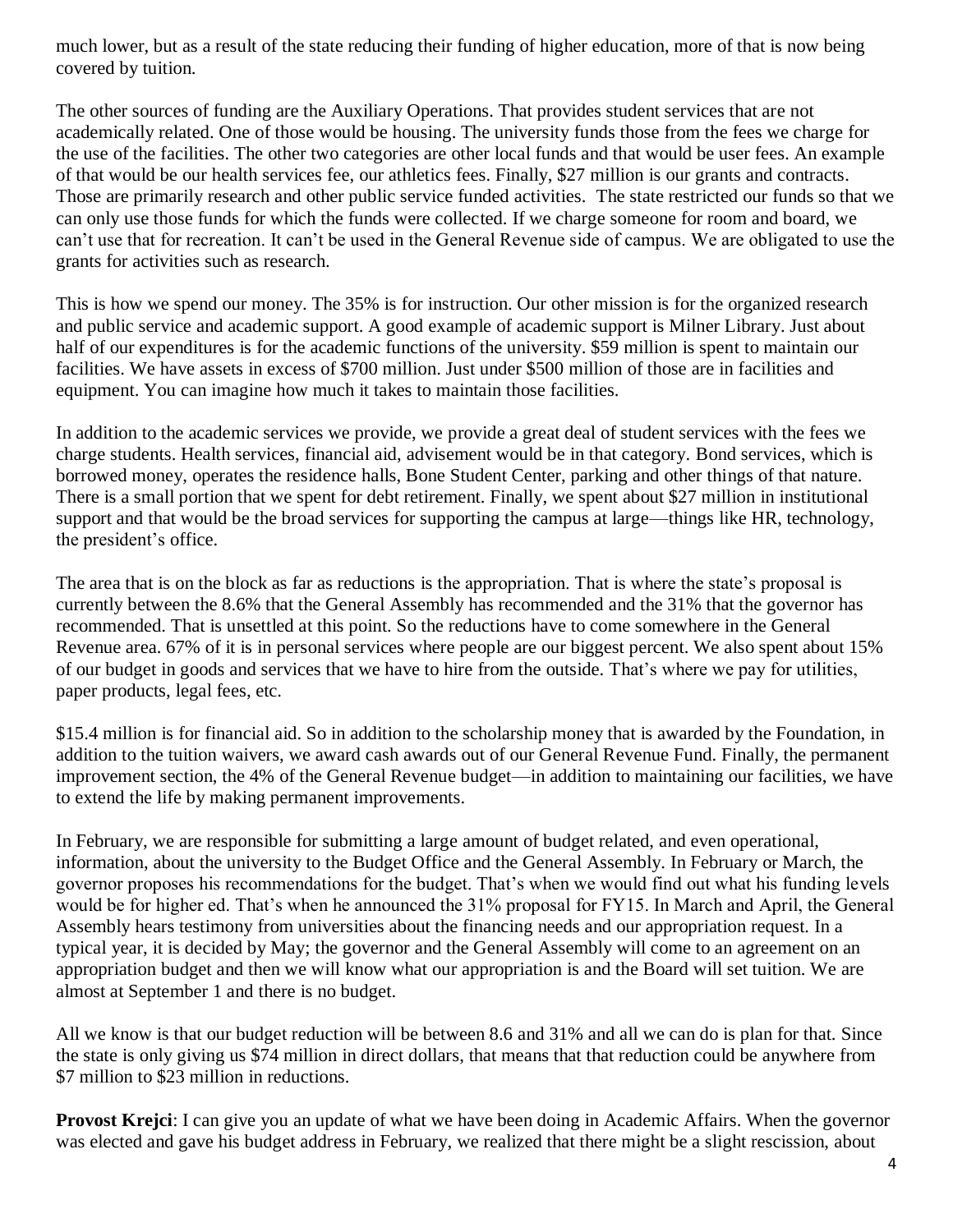much lower, but as a result of the state reducing their funding of higher education, more of that is now being covered by tuition.

The other sources of funding are the Auxiliary Operations. That provides student services that are not academically related. One of those would be housing. The university funds those from the fees we charge for the use of the facilities. The other two categories are other local funds and that would be user fees. An example of that would be our health services fee, our athletics fees. Finally, $27 million is our grants and contracts. Those are primarily research and other public service funded activities. The state restricted our funds so that we can only use those funds for which the funds were collected. If we charge someone for room and board, we can't use that for recreation. It can't be used in the General Revenue side of campus. We are obligated to use the grants for activities such as research.

This is how we spend our money. The 35% is for instruction. Our other mission is for the organized research and public service and academic support. A good example of academic support is Milner Library. Just about half of our expenditures is for the academic functions of the university. $59 million is spent to maintain our facilities. We have assets in excess of $700 million. Just under $500 million of those are in facilities and equipment. You can imagine how much it takes to maintain those facilities.

In addition to the academic services we provide, we provide a great deal of student services with the fees we charge students. Health services, financial aid, advisement would be in that category. Bond services, which is borrowed money, operates the residence halls, Bone Student Center, parking and other things of that nature. There is a small portion that we spent for debt retirement. Finally, we spent about $27 million in institutional support and that would be the broad services for supporting the campus at large—things like HR, technology, the president's office.

The area that is on the block as far as reductions is the appropriation. That is where the state's proposal is currently between the 8.6% that the General Assembly has recommended and the 31% that the governor has recommended. That is unsettled at this point. So the reductions have to come somewhere in the General Revenue area. 67% of it is in personal services where people are our biggest percent. We also spent about 15% of our budget in goods and services that we have to hire from the outside. That's where we pay for utilities, paper products, legal fees, etc.

$15.4 million is for financial aid. So in addition to the scholarship money that is awarded by the Foundation, in addition to the tuition waivers, we award cash awards out of our General Revenue Fund. Finally, the permanent improvement section, the 4% of the General Revenue budget—in addition to maintaining our facilities, we have to extend the life by making permanent improvements.

In February, we are responsible for submitting a large amount of budget related, and even operational, information, about the university to the Budget Office and the General Assembly. In February or March, the governor proposes his recommendations for the budget. That's when we would find out what his funding levels would be for higher ed. That's when he announced the 31% proposal for FY15. In March and April, the General Assembly hears testimony from universities about the financing needs and our appropriation request. In a typical year, it is decided by May; the governor and the General Assembly will come to an agreement on an appropriation budget and then we will know what our appropriation is and the Board will set tuition. We are almost at September 1 and there is no budget.

All we know is that our budget reduction will be between 8.6 and 31% and all we can do is plan for that. Since the state is only giving us $74 million in direct dollars, that means that that reduction could be anywhere from $7 million to $23 million in reductions.

**Provost Krejci**: I can give you an update of what we have been doing in Academic Affairs. When the governor was elected and gave his budget address in February, we realized that there might be a slight rescission, about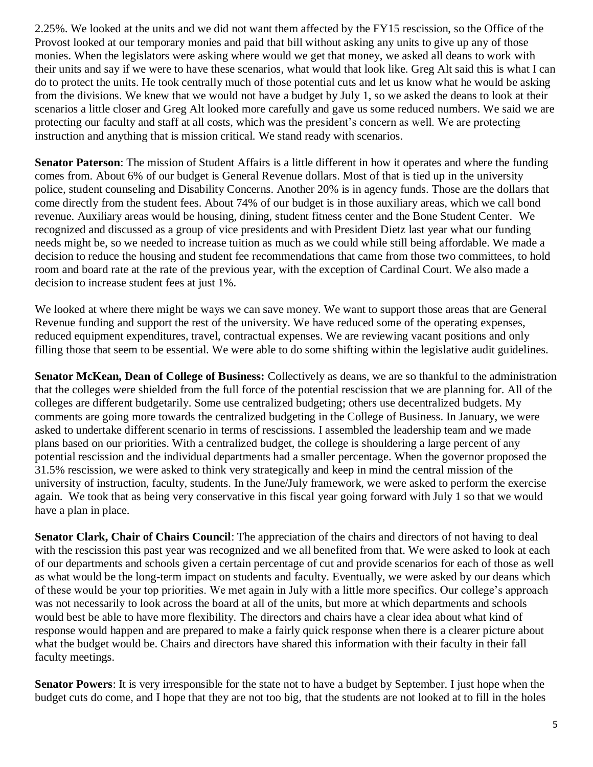2.25%. We looked at the units and we did not want them affected by the FY15 rescission, so the Office of the Provost looked at our temporary monies and paid that bill without asking any units to give up any of those monies. When the legislators were asking where would we get that money, we asked all deans to work with their units and say if we were to have these scenarios, what would that look like. Greg Alt said this is what I can do to protect the units. He took centrally much of those potential cuts and let us know what he would be asking from the divisions. We knew that we would not have a budget by July 1, so we asked the deans to look at their scenarios a little closer and Greg Alt looked more carefully and gave us some reduced numbers. We said we are protecting our faculty and staff at all costs, which was the president's concern as well. We are protecting instruction and anything that is mission critical. We stand ready with scenarios.

**Senator Paterson**: The mission of Student Affairs is a little different in how it operates and where the funding comes from. About 6% of our budget is General Revenue dollars. Most of that is tied up in the university police, student counseling and Disability Concerns. Another 20% is in agency funds. Those are the dollars that come directly from the student fees. About 74% of our budget is in those auxiliary areas, which we call bond revenue. Auxiliary areas would be housing, dining, student fitness center and the Bone Student Center. We recognized and discussed as a group of vice presidents and with President Dietz last year what our funding needs might be, so we needed to increase tuition as much as we could while still being affordable. We made a decision to reduce the housing and student fee recommendations that came from those two committees, to hold room and board rate at the rate of the previous year, with the exception of Cardinal Court. We also made a decision to increase student fees at just 1%.

We looked at where there might be ways we can save money. We want to support those areas that are General Revenue funding and support the rest of the university. We have reduced some of the operating expenses, reduced equipment expenditures, travel, contractual expenses. We are reviewing vacant positions and only filling those that seem to be essential. We were able to do some shifting within the legislative audit guidelines.

**Senator McKean, Dean of College of Business:** Collectively as deans, we are so thankful to the administration that the colleges were shielded from the full force of the potential rescission that we are planning for. All of the colleges are different budgetarily. Some use centralized budgeting; others use decentralized budgets. My comments are going more towards the centralized budgeting in the College of Business. In January, we were asked to undertake different scenario in terms of rescissions. I assembled the leadership team and we made plans based on our priorities. With a centralized budget, the college is shouldering a large percent of any potential rescission and the individual departments had a smaller percentage. When the governor proposed the 31.5% rescission, we were asked to think very strategically and keep in mind the central mission of the university of instruction, faculty, students. In the June/July framework, we were asked to perform the exercise again. We took that as being very conservative in this fiscal year going forward with July 1 so that we would have a plan in place.

**Senator Clark, Chair of Chairs Council**: The appreciation of the chairs and directors of not having to deal with the rescission this past year was recognized and we all benefited from that. We were asked to look at each of our departments and schools given a certain percentage of cut and provide scenarios for each of those as well as what would be the long-term impact on students and faculty. Eventually, we were asked by our deans which of these would be your top priorities. We met again in July with a little more specifics. Our college's approach was not necessarily to look across the board at all of the units, but more at which departments and schools would best be able to have more flexibility. The directors and chairs have a clear idea about what kind of response would happen and are prepared to make a fairly quick response when there is a clearer picture about what the budget would be. Chairs and directors have shared this information with their faculty in their fall faculty meetings.

**Senator Powers**: It is very irresponsible for the state not to have a budget by September. I just hope when the budget cuts do come, and I hope that they are not too big, that the students are not looked at to fill in the holes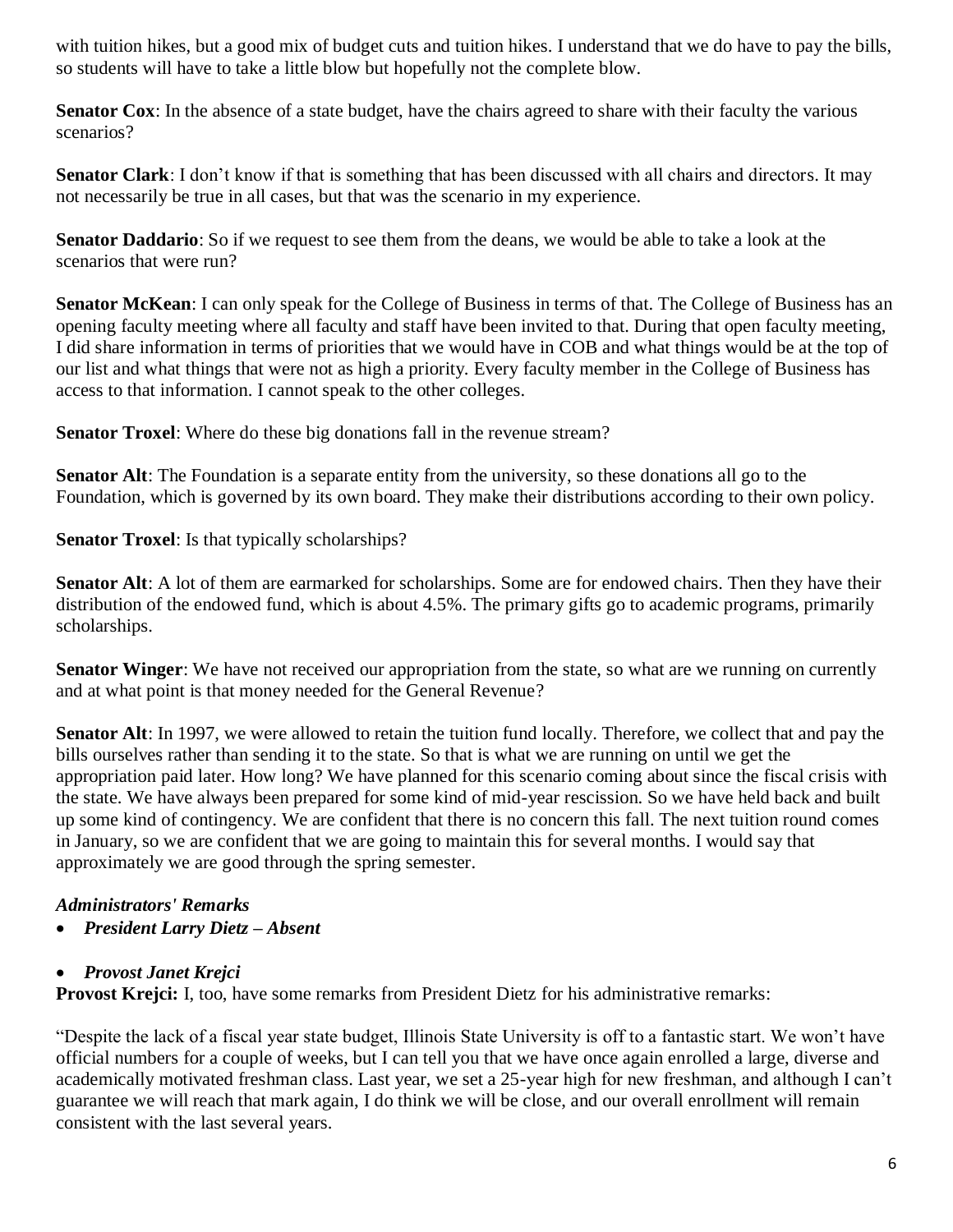with tuition hikes, but a good mix of budget cuts and tuition hikes. I understand that we do have to pay the bills, so students will have to take a little blow but hopefully not the complete blow.

**Senator Cox**: In the absence of a state budget, have the chairs agreed to share with their faculty the various scenarios?

**Senator Clark**: I don't know if that is something that has been discussed with all chairs and directors. It may not necessarily be true in all cases, but that was the scenario in my experience.

**Senator Daddario**: So if we request to see them from the deans, we would be able to take a look at the scenarios that were run?

**Senator McKean**: I can only speak for the College of Business in terms of that. The College of Business has an opening faculty meeting where all faculty and staff have been invited to that. During that open faculty meeting, I did share information in terms of priorities that we would have in COB and what things would be at the top of our list and what things that were not as high a priority. Every faculty member in the College of Business has access to that information. I cannot speak to the other colleges.

**Senator Troxel**: Where do these big donations fall in the revenue stream?

**Senator Alt**: The Foundation is a separate entity from the university, so these donations all go to the Foundation, which is governed by its own board. They make their distributions according to their own policy.

**Senator Troxel**: Is that typically scholarships?

**Senator Alt**: A lot of them are earmarked for scholarships. Some are for endowed chairs. Then they have their distribution of the endowed fund, which is about 4.5%. The primary gifts go to academic programs, primarily scholarships.

**Senator Winger**: We have not received our appropriation from the state, so what are we running on currently and at what point is that money needed for the General Revenue?

**Senator Alt**: In 1997, we were allowed to retain the tuition fund locally. Therefore, we collect that and pay the bills ourselves rather than sending it to the state. So that is what we are running on until we get the appropriation paid later. How long? We have planned for this scenario coming about since the fiscal crisis with the state. We have always been prepared for some kind of mid-year rescission. So we have held back and built up some kind of contingency. We are confident that there is no concern this fall. The next tuition round comes in January, so we are confident that we are going to maintain this for several months. I would say that approximately we are good through the spring semester.

***Administrators' Remarks***

- ***President Larry Dietz – Absent***

- ***Provost Janet Krejci***

**Provost Krejci:** I, too, have some remarks from President Dietz for his administrative remarks:

"Despite the lack of a fiscal year state budget, Illinois State University is off to a fantastic start. We won't have official numbers for a couple of weeks, but I can tell you that we have once again enrolled a large, diverse and academically motivated freshman class. Last year, we set a 25-year high for new freshman, and although I can't guarantee we will reach that mark again, I do think we will be close, and our overall enrollment will remain consistent with the last several years.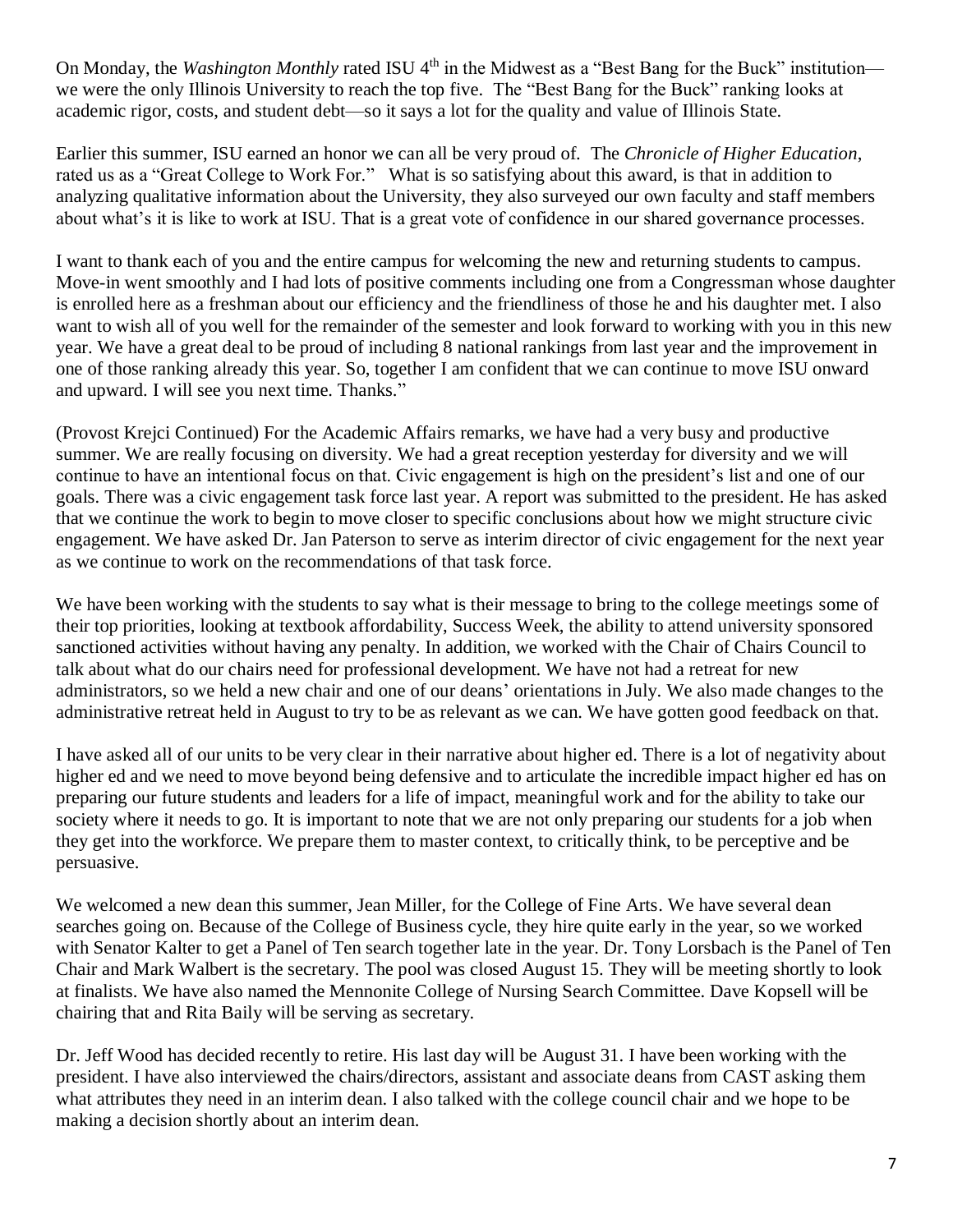On Monday, the *Washington Monthly* rated ISU 4th in the Midwest as a "Best Bang for the Buck" institution—we were the only Illinois University to reach the top five. The "Best Bang for the Buck" ranking looks at academic rigor, costs, and student debt—so it says a lot for the quality and value of Illinois State.

Earlier this summer, ISU earned an honor we can all be very proud of. The *Chronicle of Higher Education*, rated us as a "Great College to Work For." What is so satisfying about this award, is that in addition to analyzing qualitative information about the University, they also surveyed our own faculty and staff members about what's it is like to work at ISU. That is a great vote of confidence in our shared governance processes.

I want to thank each of you and the entire campus for welcoming the new and returning students to campus. Move-in went smoothly and I had lots of positive comments including one from a Congressman whose daughter is enrolled here as a freshman about our efficiency and the friendliness of those he and his daughter met. I also want to wish all of you well for the remainder of the semester and look forward to working with you in this new year. We have a great deal to be proud of including 8 national rankings from last year and the improvement in one of those ranking already this year. So, together I am confident that we can continue to move ISU onward and upward. I will see you next time. Thanks."

(Provost Krejci Continued) For the Academic Affairs remarks, we have had a very busy and productive summer. We are really focusing on diversity. We had a great reception yesterday for diversity and we will continue to have an intentional focus on that. Civic engagement is high on the president's list and one of our goals. There was a civic engagement task force last year. A report was submitted to the president. He has asked that we continue the work to begin to move closer to specific conclusions about how we might structure civic engagement. We have asked Dr. Jan Paterson to serve as interim director of civic engagement for the next year as we continue to work on the recommendations of that task force.

We have been working with the students to say what is their message to bring to the college meetings some of their top priorities, looking at textbook affordability, Success Week, the ability to attend university sponsored sanctioned activities without having any penalty. In addition, we worked with the Chair of Chairs Council to talk about what do our chairs need for professional development. We have not had a retreat for new administrators, so we held a new chair and one of our deans' orientations in July. We also made changes to the administrative retreat held in August to try to be as relevant as we can. We have gotten good feedback on that.

I have asked all of our units to be very clear in their narrative about higher ed. There is a lot of negativity about higher ed and we need to move beyond being defensive and to articulate the incredible impact higher ed has on preparing our future students and leaders for a life of impact, meaningful work and for the ability to take our society where it needs to go. It is important to note that we are not only preparing our students for a job when they get into the workforce. We prepare them to master context, to critically think, to be perceptive and be persuasive.

We welcomed a new dean this summer, Jean Miller, for the College of Fine Arts. We have several dean searches going on. Because of the College of Business cycle, they hire quite early in the year, so we worked with Senator Kalter to get a Panel of Ten search together late in the year. Dr. Tony Lorsbach is the Panel of Ten Chair and Mark Walbert is the secretary. The pool was closed August 15. They will be meeting shortly to look at finalists. We have also named the Mennonite College of Nursing Search Committee. Dave Kopsell will be chairing that and Rita Baily will be serving as secretary.

Dr. Jeff Wood has decided recently to retire. His last day will be August 31. I have been working with the president. I have also interviewed the chairs/directors, assistant and associate deans from CAST asking them what attributes they need in an interim dean. I also talked with the college council chair and we hope to be making a decision shortly about an interim dean.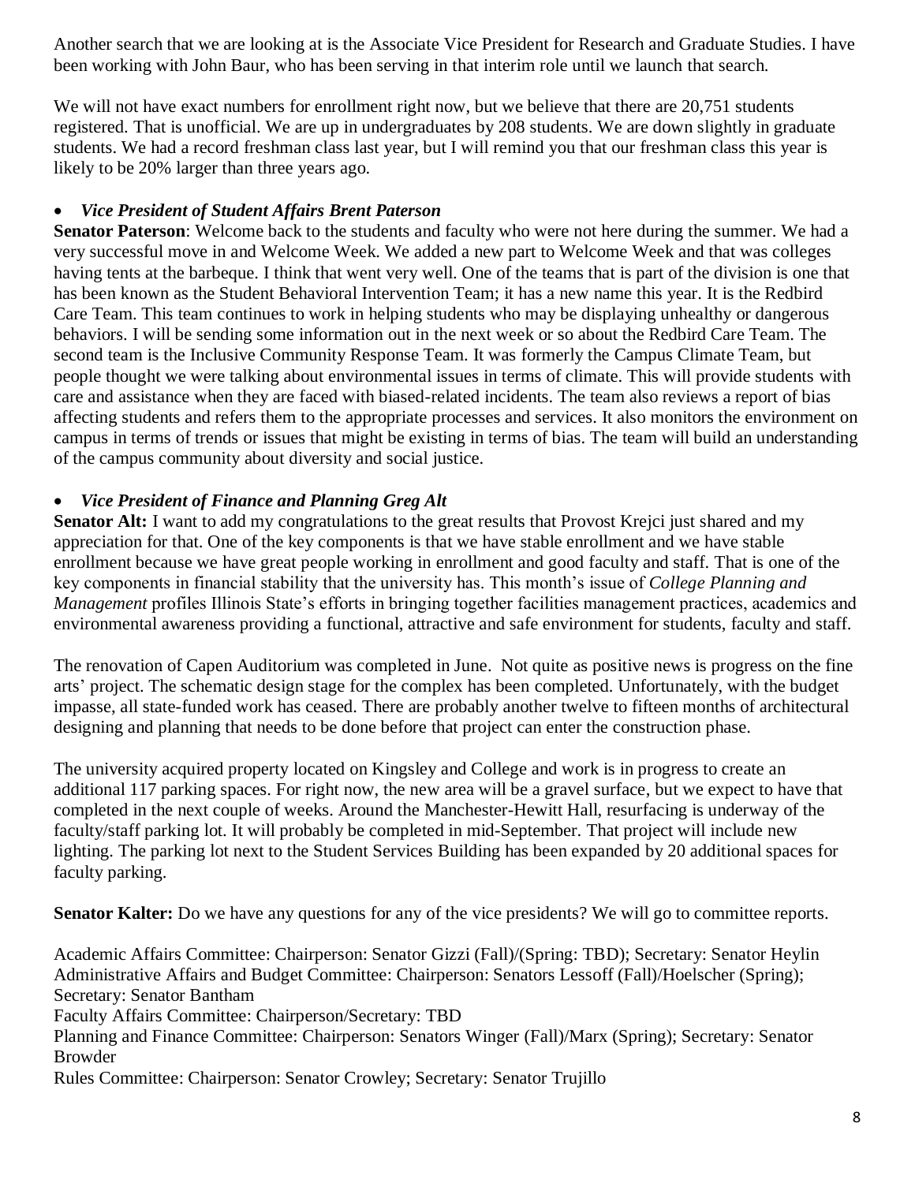Another search that we are looking at is the Associate Vice President for Research and Graduate Studies. I have been working with John Baur, who has been serving in that interim role until we launch that search.

We will not have exact numbers for enrollment right now, but we believe that there are 20,751 students registered. That is unofficial. We are up in undergraduates by 208 students. We are down slightly in graduate students. We had a record freshman class last year, but I will remind you that our freshman class this year is likely to be 20% larger than three years ago.

- ***Vice President of Student Affairs Brent Paterson***

**Senator Paterson**: Welcome back to the students and faculty who were not here during the summer. We had a very successful move in and Welcome Week. We added a new part to Welcome Week and that was colleges having tents at the barbeque. I think that went very well. One of the teams that is part of the division is one that has been known as the Student Behavioral Intervention Team; it has a new name this year. It is the Redbird Care Team. This team continues to work in helping students who may be displaying unhealthy or dangerous behaviors. I will be sending some information out in the next week or so about the Redbird Care Team. The second team is the Inclusive Community Response Team. It was formerly the Campus Climate Team, but people thought we were talking about environmental issues in terms of climate. This will provide students with care and assistance when they are faced with biased-related incidents. The team also reviews a report of bias affecting students and refers them to the appropriate processes and services. It also monitors the environment on campus in terms of trends or issues that might be existing in terms of bias. The team will build an understanding of the campus community about diversity and social justice.

- ***Vice President of Finance and Planning Greg Alt***

**Senator Alt:** I want to add my congratulations to the great results that Provost Krejci just shared and my appreciation for that. One of the key components is that we have stable enrollment and we have stable enrollment because we have great people working in enrollment and good faculty and staff. That is one of the key components in financial stability that the university has. This month's issue of *College Planning and Management* profiles Illinois State's efforts in bringing together facilities management practices, academics and environmental awareness providing a functional, attractive and safe environment for students, faculty and staff.

The renovation of Capen Auditorium was completed in June. Not quite as positive news is progress on the fine arts' project. The schematic design stage for the complex has been completed. Unfortunately, with the budget impasse, all state-funded work has ceased. There are probably another twelve to fifteen months of architectural designing and planning that needs to be done before that project can enter the construction phase.

The university acquired property located on Kingsley and College and work is in progress to create an additional 117 parking spaces. For right now, the new area will be a gravel surface, but we expect to have that completed in the next couple of weeks. Around the Manchester-Hewitt Hall, resurfacing is underway of the faculty/staff parking lot. It will probably be completed in mid-September. That project will include new lighting. The parking lot next to the Student Services Building has been expanded by 20 additional spaces for faculty parking.

**Senator Kalter:** Do we have any questions for any of the vice presidents? We will go to committee reports.

Academic Affairs Committee: Chairperson: Senator Gizzi (Fall)/(Spring: TBD); Secretary: Senator Heylin
Administrative Affairs and Budget Committee: Chairperson: Senators Lessoff (Fall)/Hoelscher (Spring); Secretary: Senator Bantham
Faculty Affairs Committee: Chairperson/Secretary: TBD
Planning and Finance Committee: Chairperson: Senators Winger (Fall)/Marx (Spring); Secretary: Senator Browder
Rules Committee: Chairperson: Senator Crowley; Secretary: Senator Trujillo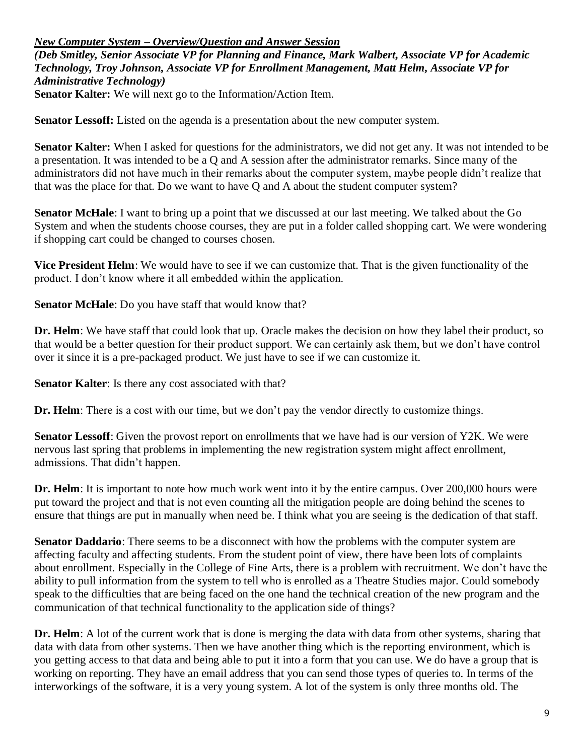***New Computer System – Overview/Question and Answer Session***

***(Deb Smitley, Senior Associate VP for Planning and Finance, Mark Walbert, Associate VP for Academic Technology, Troy Johnson, Associate VP for Enrollment Management, Matt Helm, Associate VP for Administrative Technology)***

**Senator Kalter:** We will next go to the Information/Action Item.

**Senator Lessoff:** Listed on the agenda is a presentation about the new computer system.

**Senator Kalter:** When I asked for questions for the administrators, we did not get any. It was not intended to be a presentation. It was intended to be a Q and A session after the administrator remarks. Since many of the administrators did not have much in their remarks about the computer system, maybe people didn't realize that that was the place for that. Do we want to have Q and A about the student computer system?

**Senator McHale**: I want to bring up a point that we discussed at our last meeting. We talked about the Go System and when the students choose courses, they are put in a folder called shopping cart. We were wondering if shopping cart could be changed to courses chosen.

**Vice President Helm**: We would have to see if we can customize that. That is the given functionality of the product. I don't know where it all embedded within the application.

**Senator McHale**: Do you have staff that would know that?

**Dr. Helm**: We have staff that could look that up. Oracle makes the decision on how they label their product, so that would be a better question for their product support. We can certainly ask them, but we don't have control over it since it is a pre-packaged product. We just have to see if we can customize it.

**Senator Kalter**: Is there any cost associated with that?

**Dr. Helm**: There is a cost with our time, but we don't pay the vendor directly to customize things.

**Senator Lessoff**: Given the provost report on enrollments that we have had is our version of Y2K. We were nervous last spring that problems in implementing the new registration system might affect enrollment, admissions. That didn't happen.

**Dr. Helm**: It is important to note how much work went into it by the entire campus. Over 200,000 hours were put toward the project and that is not even counting all the mitigation people are doing behind the scenes to ensure that things are put in manually when need be. I think what you are seeing is the dedication of that staff.

**Senator Daddario**: There seems to be a disconnect with how the problems with the computer system are affecting faculty and affecting students. From the student point of view, there have been lots of complaints about enrollment. Especially in the College of Fine Arts, there is a problem with recruitment. We don't have the ability to pull information from the system to tell who is enrolled as a Theatre Studies major. Could somebody speak to the difficulties that are being faced on the one hand the technical creation of the new program and the communication of that technical functionality to the application side of things?

**Dr. Helm**: A lot of the current work that is done is merging the data with data from other systems, sharing that data with data from other systems. Then we have another thing which is the reporting environment, which is you getting access to that data and being able to put it into a form that you can use. We do have a group that is working on reporting. They have an email address that you can send those types of queries to. In terms of the interworkings of the software, it is a very young system. A lot of the system is only three months old. The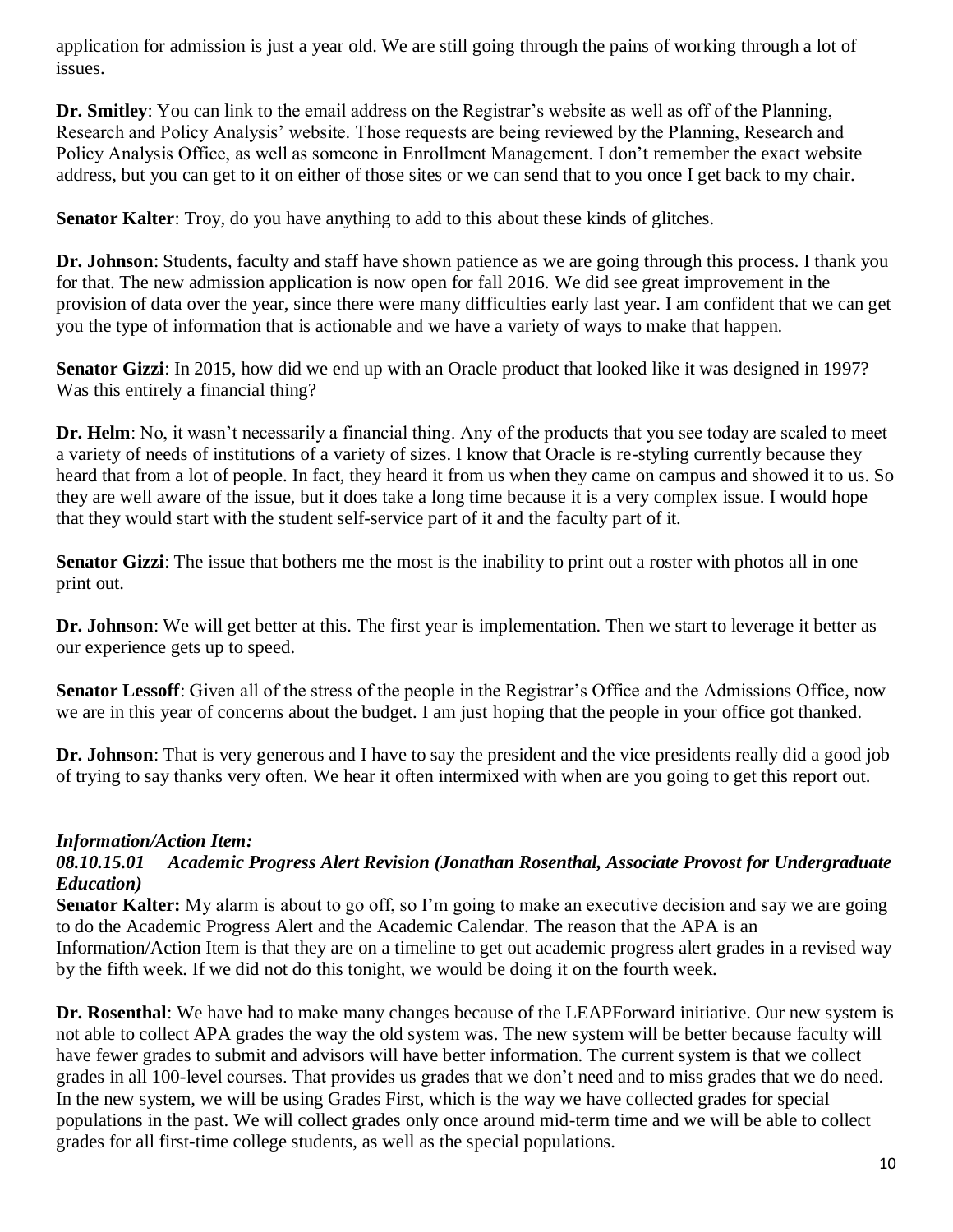application for admission is just a year old. We are still going through the pains of working through a lot of issues.

**Dr. Smitley**: You can link to the email address on the Registrar's website as well as off of the Planning, Research and Policy Analysis' website. Those requests are being reviewed by the Planning, Research and Policy Analysis Office, as well as someone in Enrollment Management. I don't remember the exact website address, but you can get to it on either of those sites or we can send that to you once I get back to my chair.

**Senator Kalter**: Troy, do you have anything to add to this about these kinds of glitches.

**Dr. Johnson**: Students, faculty and staff have shown patience as we are going through this process. I thank you for that. The new admission application is now open for fall 2016. We did see great improvement in the provision of data over the year, since there were many difficulties early last year. I am confident that we can get you the type of information that is actionable and we have a variety of ways to make that happen.

**Senator Gizzi**: In 2015, how did we end up with an Oracle product that looked like it was designed in 1997? Was this entirely a financial thing?

**Dr. Helm**: No, it wasn't necessarily a financial thing. Any of the products that you see today are scaled to meet a variety of needs of institutions of a variety of sizes. I know that Oracle is re-styling currently because they heard that from a lot of people. In fact, they heard it from us when they came on campus and showed it to us. So they are well aware of the issue, but it does take a long time because it is a very complex issue. I would hope that they would start with the student self-service part of it and the faculty part of it.

**Senator Gizzi**: The issue that bothers me the most is the inability to print out a roster with photos all in one print out.

**Dr. Johnson**: We will get better at this. The first year is implementation. Then we start to leverage it better as our experience gets up to speed.

**Senator Lessoff**: Given all of the stress of the people in the Registrar's Office and the Admissions Office, now we are in this year of concerns about the budget. I am just hoping that the people in your office got thanked.

**Dr. Johnson**: That is very generous and I have to say the president and the vice presidents really did a good job of trying to say thanks very often. We hear it often intermixed with when are you going to get this report out.

***Information/Action Item:***

***08.10.15.01 Academic Progress Alert Revision (Jonathan Rosenthal, Associate Provost for Undergraduate Education)***

**Senator Kalter:** My alarm is about to go off, so I'm going to make an executive decision and say we are going to do the Academic Progress Alert and the Academic Calendar. The reason that the APA is an Information/Action Item is that they are on a timeline to get out academic progress alert grades in a revised way by the fifth week. If we did not do this tonight, we would be doing it on the fourth week.

**Dr. Rosenthal**: We have had to make many changes because of the LEAPForward initiative. Our new system is not able to collect APA grades the way the old system was. The new system will be better because faculty will have fewer grades to submit and advisors will have better information. The current system is that we collect grades in all 100-level courses. That provides us grades that we don't need and to miss grades that we do need. In the new system, we will be using Grades First, which is the way we have collected grades for special populations in the past. We will collect grades only once around mid-term time and we will be able to collect grades for all first-time college students, as well as the special populations.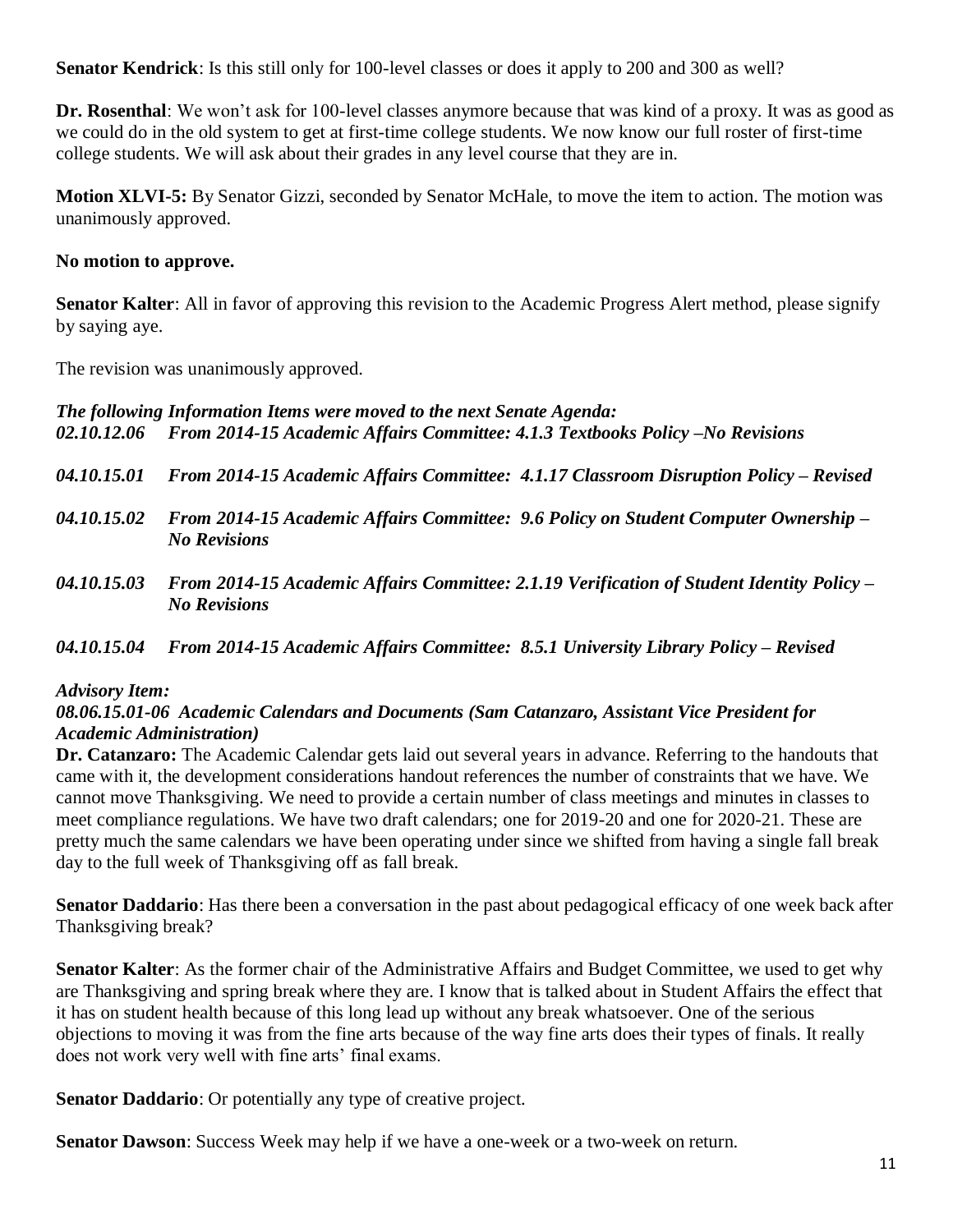**Senator Kendrick**: Is this still only for 100-level classes or does it apply to 200 and 300 as well?

**Dr. Rosenthal**: We won't ask for 100-level classes anymore because that was kind of a proxy. It was as good as we could do in the old system to get at first-time college students. We now know our full roster of first-time college students. We will ask about their grades in any level course that they are in.

**Motion XLVI-5:** By Senator Gizzi, seconded by Senator McHale, to move the item to action. The motion was unanimously approved.

**No motion to approve.**

**Senator Kalter**: All in favor of approving this revision to the Academic Progress Alert method, please signify by saying aye.

The revision was unanimously approved.

***The following Information Items were moved to the next Senate Agenda:***

***02.10.12.06 From 2014-15 Academic Affairs Committee: 4.1.3 Textbooks Policy –No Revisions***

***04.10.15.01 From 2014-15 Academic Affairs Committee: 4.1.17 Classroom Disruption Policy – Revised***

***04.10.15.02 From 2014-15 Academic Affairs Committee: 9.6 Policy on Student Computer Ownership – No Revisions***

***04.10.15.03 From 2014-15 Academic Affairs Committee: 2.1.19 Verification of Student Identity Policy – No Revisions***

***04.10.15.04 From 2014-15 Academic Affairs Committee: 8.5.1 University Library Policy – Revised***

***Advisory Item:***

***08.06.15.01-06 Academic Calendars and Documents (Sam Catanzaro, Assistant Vice President for Academic Administration)***

**Dr. Catanzaro:** The Academic Calendar gets laid out several years in advance. Referring to the handouts that came with it, the development considerations handout references the number of constraints that we have. We cannot move Thanksgiving. We need to provide a certain number of class meetings and minutes in classes to meet compliance regulations. We have two draft calendars; one for 2019-20 and one for 2020-21. These are pretty much the same calendars we have been operating under since we shifted from having a single fall break day to the full week of Thanksgiving off as fall break.

**Senator Daddario**: Has there been a conversation in the past about pedagogical efficacy of one week back after Thanksgiving break?

**Senator Kalter**: As the former chair of the Administrative Affairs and Budget Committee, we used to get why are Thanksgiving and spring break where they are. I know that is talked about in Student Affairs the effect that it has on student health because of this long lead up without any break whatsoever. One of the serious objections to moving it was from the fine arts because of the way fine arts does their types of finals. It really does not work very well with fine arts' final exams.

**Senator Daddario**: Or potentially any type of creative project.

**Senator Dawson**: Success Week may help if we have a one-week or a two-week on return.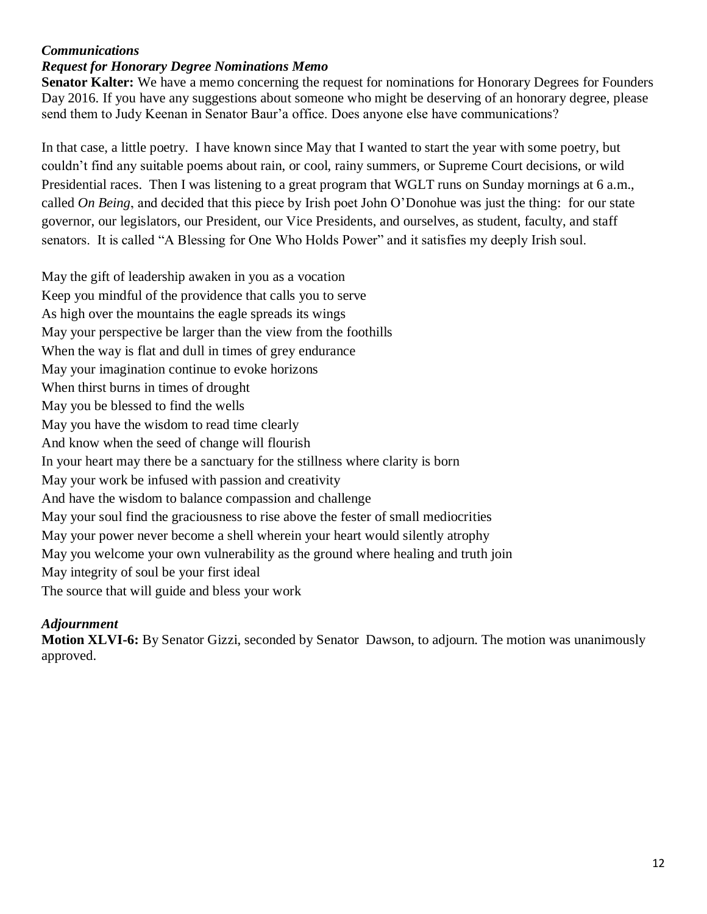***Communications***

***Request for Honorary Degree Nominations Memo***

**Senator Kalter:** We have a memo concerning the request for nominations for Honorary Degrees for Founders Day 2016. If you have any suggestions about someone who might be deserving of an honorary degree, please send them to Judy Keenan in Senator Baur'a office. Does anyone else have communications?

In that case, a little poetry. I have known since May that I wanted to start the year with some poetry, but couldn't find any suitable poems about rain, or cool, rainy summers, or Supreme Court decisions, or wild Presidential races. Then I was listening to a great program that WGLT runs on Sunday mornings at 6 a.m., called *On Being*, and decided that this piece by Irish poet John O'Donohue was just the thing: for our state governor, our legislators, our President, our Vice Presidents, and ourselves, as student, faculty, and staff senators. It is called "A Blessing for One Who Holds Power" and it satisfies my deeply Irish soul.

May the gift of leadership awaken in you as a vocation
Keep you mindful of the providence that calls you to serve
As high over the mountains the eagle spreads its wings
May your perspective be larger than the view from the foothills
When the way is flat and dull in times of grey endurance
May your imagination continue to evoke horizons
When thirst burns in times of drought
May you be blessed to find the wells
May you have the wisdom to read time clearly
And know when the seed of change will flourish
In your heart may there be a sanctuary for the stillness where clarity is born
May your work be infused with passion and creativity
And have the wisdom to balance compassion and challenge
May your soul find the graciousness to rise above the fester of small mediocrities
May your power never become a shell wherein your heart would silently atrophy
May you welcome your own vulnerability as the ground where healing and truth join
May integrity of soul be your first ideal
The source that will guide and bless your work

***Adjournment***

**Motion XLVI-6:** By Senator Gizzi, seconded by Senator Dawson, to adjourn. The motion was unanimously approved.